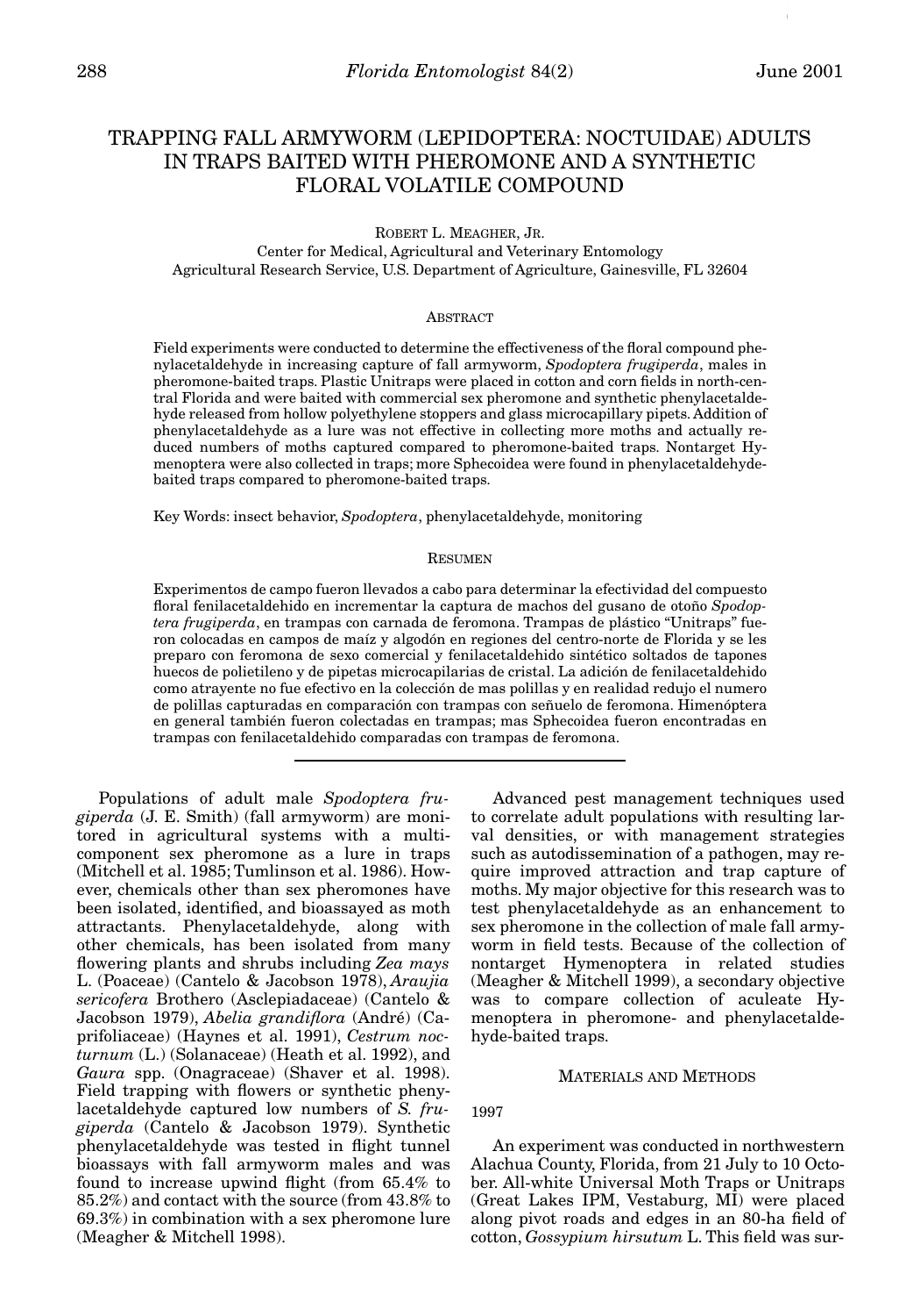# TRAPPING FALL ARMYWORM (LEPIDOPTERA: NOCTUIDAE) ADULTS IN TRAPS BAITED WITH PHEROMONE AND A SYNTHETIC FLORAL VOLATILE COMPOUND

ROBERT L. MEAGHER, JR.
Center for Medical, Agricultural and Veterinary Entomology
Agricultural Research Service, U.S. Department of Agriculture, Gainesville, FL 32604

## ABSTRACT

Field experiments were conducted to determine the effectiveness of the floral compound phenylacetaldehyde in increasing capture of fall armyworm, *Spodoptera frugiperda*, males in pheromone-baited traps. Plastic Unitraps were placed in cotton and corn fields in north-central Florida and were baited with commercial sex pheromone and synthetic phenylacetaldehyde released from hollow polyethylene stoppers and glass microcapillary pipets. Addition of phenylacetaldehyde as a lure was not effective in collecting more moths and actually reduced numbers of moths captured compared to pheromone-baited traps. Nontarget Hymenoptera were also collected in traps; more Sphecoidea were found in phenylacetaldehyde-baited traps compared to pheromone-baited traps.

Key Words: insect behavior, *Spodoptera*, phenylacetaldehyde, monitoring

## RESUMEN

Experimentos de campo fueron llevados a cabo para determinar la efectividad del compuesto floral fenilacetaldehido en incrementar la captura de machos del gusano de otoño *Spodoptera frugiperda*, en trampas con carnada de feromona. Trampas de plástico "Unitraps" fueron colocadas en campos de maíz y algodón en regiones del centro-norte de Florida y se les preparo con feromona de sexo comercial y fenilacetaldehido sintético soltados de tapones huecos de polietileno y de pipetas microcapilarias de cristal. La adición de fenilacetaldehido como atrayente no fue efectivo en la colección de mas polillas y en realidad redujo el numero de polillas capturadas en comparación con trampas con señuelo de feromona. Himenóptera en general también fueron colectadas en trampas; mas Sphecoidea fueron encontradas en trampas con fenilacetaldehido comparadas con trampas de feromona.

---

Populations of adult male *Spodoptera frugiperda* (J. E. Smith) (fall armyworm) are monitored in agricultural systems with a multicomponent sex pheromone as a lure in traps (Mitchell et al. 1985; Tumlinson et al. 1986). However, chemicals other than sex pheromones have been isolated, identified, and bioassayed as moth attractants. Phenylacetaldehyde, along with other chemicals, has been isolated from many flowering plants and shrubs including *Zea mays* L. (Poaceae) (Cantelo & Jacobson 1978), *Araujia sericofera* Brothero (Asclepiadaceae) (Cantelo & Jacobson 1979), *Abelia grandiflora* (André) (Caprifoliaceae) (Haynes et al. 1991), *Cestrum nocturnum* (L.) (Solanaceae) (Heath et al. 1992), and *Gaura* spp. (Onagraceae) (Shaver et al. 1998). Field trapping with flowers or synthetic phenylacetaldehyde captured low numbers of *S. frugiperda* (Cantelo & Jacobson 1979). Synthetic phenylacetaldehyde was tested in flight tunnel bioassays with fall armyworm males and was found to increase upwind flight (from 65.4% to 85.2%) and contact with the source (from 43.8% to 69.3%) in combination with a sex pheromone lure (Meagher & Mitchell 1998).

Advanced pest management techniques used to correlate adult populations with resulting larval densities, or with management strategies such as autodissemination of a pathogen, may require improved attraction and trap capture of moths. My major objective for this research was to test phenylacetaldehyde as an enhancement to sex pheromone in the collection of male fall armyworm in field tests. Because of the collection of nontarget Hymenoptera in related studies (Meagher & Mitchell 1999), a secondary objective was to compare collection of aculeate Hymenoptera in pheromone- and phenylacetaldehyde-baited traps.

## MATERIALS AND METHODS

### 1997

An experiment was conducted in northwestern Alachua County, Florida, from 21 July to 10 October. All-white Universal Moth Traps or Unitraps (Great Lakes IPM, Vestaburg, MI) were placed along pivot roads and edges in an 80-ha field of cotton, *Gossypium hirsutum* L. This field was sur-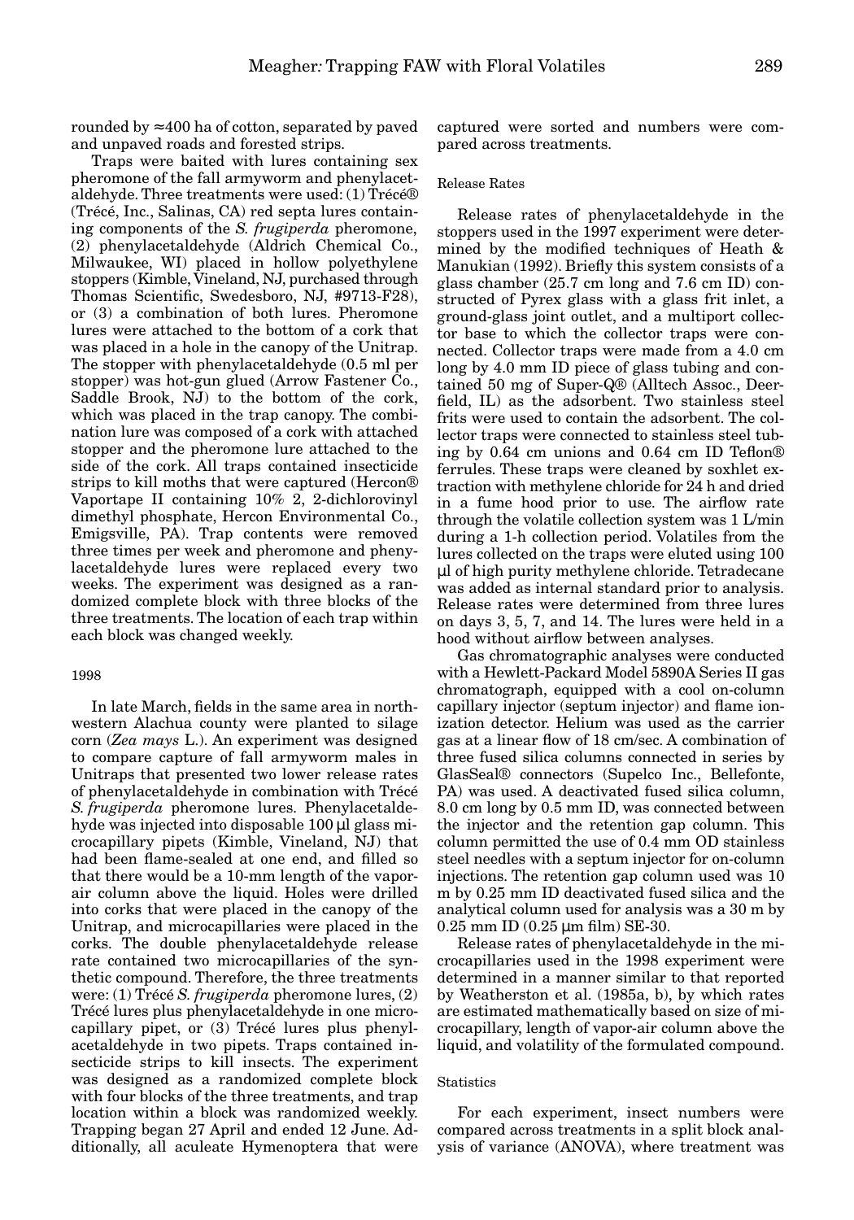rounded by ≈400 ha of cotton, separated by paved and unpaved roads and forested strips.

Traps were baited with lures containing sex pheromone of the fall armyworm and phenylacetaldehyde. Three treatments were used: (1) Trécé® (Trécé, Inc., Salinas, CA) red septa lures containing components of the *S. frugiperda* pheromone, (2) phenylacetaldehyde (Aldrich Chemical Co., Milwaukee, WI) placed in hollow polyethylene stoppers (Kimble, Vineland, NJ, purchased through Thomas Scientific, Swedesboro, NJ, #9713-F28), or (3) a combination of both lures. Pheromone lures were attached to the bottom of a cork that was placed in a hole in the canopy of the Unitrap. The stopper with phenylacetaldehyde (0.5 ml per stopper) was hot-gun glued (Arrow Fastener Co., Saddle Brook, NJ) to the bottom of the cork, which was placed in the trap canopy. The combination lure was composed of a cork with attached stopper and the pheromone lure attached to the side of the cork. All traps contained insecticide strips to kill moths that were captured (Hercon® Vaportape II containing 10% 2, 2-dichlorovinyl dimethyl phosphate, Hercon Environmental Co., Emigsville, PA). Trap contents were removed three times per week and pheromone and phenylacetaldehyde lures were replaced every two weeks. The experiment was designed as a randomized complete block with three blocks of the three treatments. The location of each trap within each block was changed weekly.

### 1998

In late March, fields in the same area in northwestern Alachua county were planted to silage corn (*Zea mays* L.). An experiment was designed to compare capture of fall armyworm males in Unitraps that presented two lower release rates of phenylacetaldehyde in combination with Trécé *S. frugiperda* pheromone lures. Phenylacetaldehyde was injected into disposable 100 μl glass microcapillary pipets (Kimble, Vineland, NJ) that had been flame-sealed at one end, and filled so that there would be a 10-mm length of the vapor-air column above the liquid. Holes were drilled into corks that were placed in the canopy of the Unitrap, and microcapillaries were placed in the corks. The double phenylacetaldehyde release rate contained two microcapillaries of the synthetic compound. Therefore, the three treatments were: (1) Trécé *S. frugiperda* pheromone lures, (2) Trécé lures plus phenylacetaldehyde in one microcapillary pipet, or (3) Trécé lures plus phenylacetaldehyde in two pipets. Traps contained insecticide strips to kill insects. The experiment was designed as a randomized complete block with four blocks of the three treatments, and trap location within a block was randomized weekly. Trapping began 27 April and ended 12 June. Additionally, all aculeate Hymenoptera that were captured were sorted and numbers were compared across treatments.

### Release Rates

Release rates of phenylacetaldehyde in the stoppers used in the 1997 experiment were determined by the modified techniques of Heath & Manukian (1992). Briefly this system consists of a glass chamber (25.7 cm long and 7.6 cm ID) constructed of Pyrex glass with a glass frit inlet, a ground-glass joint outlet, and a multiport collector base to which the collector traps were connected. Collector traps were made from a 4.0 cm long by 4.0 mm ID piece of glass tubing and contained 50 mg of Super-Q® (Alltech Assoc., Deerfield, IL) as the adsorbent. Two stainless steel frits were used to contain the adsorbent. The collector traps were connected to stainless steel tubing by 0.64 cm unions and 0.64 cm ID Teflon® ferrules. These traps were cleaned by soxhlet extraction with methylene chloride for 24 h and dried in a fume hood prior to use. The airflow rate through the volatile collection system was 1 L/min during a 1-h collection period. Volatiles from the lures collected on the traps were eluted using 100 μl of high purity methylene chloride. Tetradecane was added as internal standard prior to analysis. Release rates were determined from three lures on days 3, 5, 7, and 14. The lures were held in a hood without airflow between analyses.

Gas chromatographic analyses were conducted with a Hewlett-Packard Model 5890A Series II gas chromatograph, equipped with a cool on-column capillary injector (septum injector) and flame ionization detector. Helium was used as the carrier gas at a linear flow of 18 cm/sec. A combination of three fused silica columns connected in series by GlasSeal® connectors (Supelco Inc., Bellefonte, PA) was used. A deactivated fused silica column, 8.0 cm long by 0.5 mm ID, was connected between the injector and the retention gap column. This column permitted the use of 0.4 mm OD stainless steel needles with a septum injector for on-column injections. The retention gap column used was 10 m by 0.25 mm ID deactivated fused silica and the analytical column used for analysis was a 30 m by 0.25 mm ID (0.25 μm film) SE-30.

Release rates of phenylacetaldehyde in the microcapillaries used in the 1998 experiment were determined in a manner similar to that reported by Weatherston et al. (1985a, b), by which rates are estimated mathematically based on size of microcapillary, length of vapor-air column above the liquid, and volatility of the formulated compound.

### Statistics

For each experiment, insect numbers were compared across treatments in a split block analysis of variance (ANOVA), where treatment was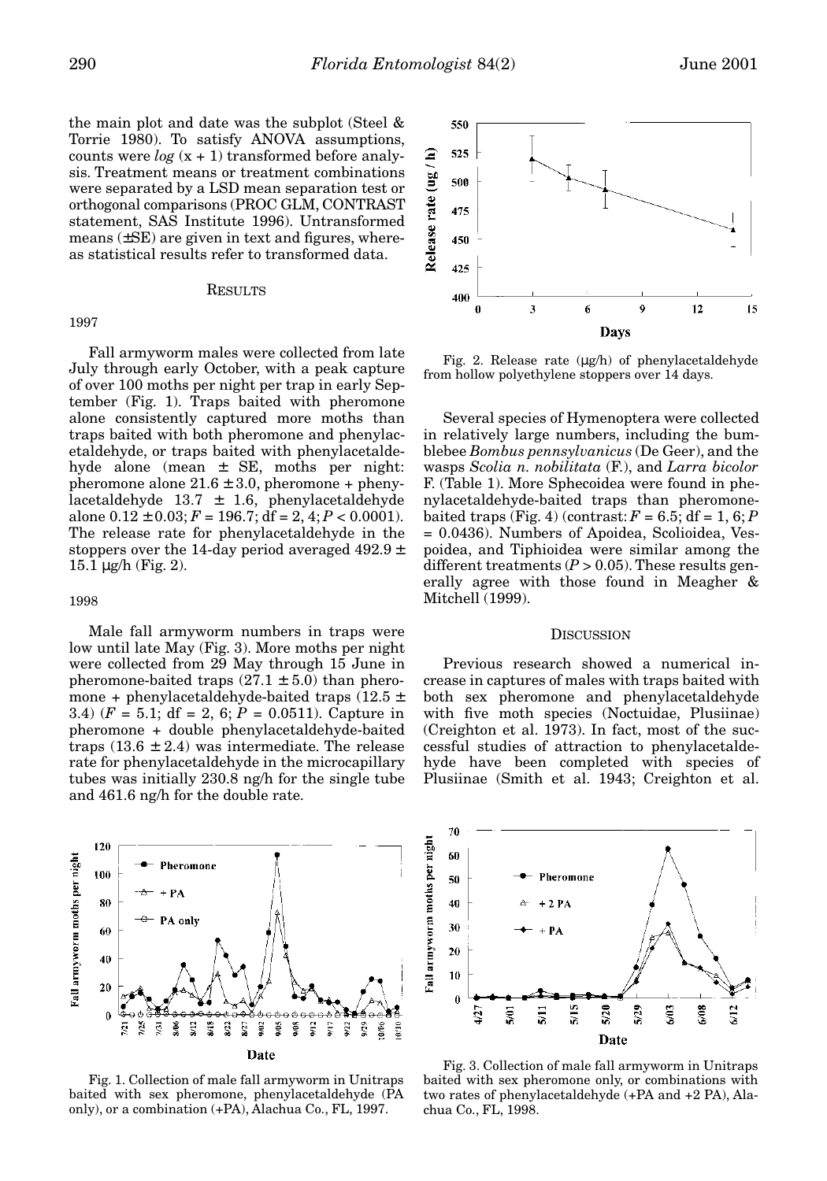the main plot and date was the subplot (Steel & Torrie 1980). To satisfy ANOVA assumptions, counts were *log* (x + 1) transformed before analysis. Treatment means or treatment combinations were separated by a LSD mean separation test or orthogonal comparisons (PROC GLM, CONTRAST statement, SAS Institute 1996). Untransformed means (±SE) are given in text and figures, whereas statistical results refer to transformed data.

## RESULTS

### 1997

Fall armyworm males were collected from late July through early October, with a peak capture of over 100 moths per night per trap in early September (Fig. 1). Traps baited with pheromone alone consistently captured more moths than traps baited with both pheromone and phenylacetaldehyde, or traps baited with phenylacetaldehyde alone (mean ± SE, moths per night: pheromone alone 21.6 ± 3.0, pheromone + phenylacetaldehyde 13.7 ± 1.6, phenylacetaldehyde alone 0.12 ± 0.03; $F = 196.7$; df = 2, 4; $P < 0.0001$). The release rate for phenylacetaldehyde in the stoppers over the 14-day period averaged 492.9 ± 15.1 µg/h (Fig. 2).

### 1998

Male fall armyworm numbers in traps were low until late May (Fig. 3). More moths per night were collected from 29 May through 15 June in pheromone-baited traps (27.1 ± 5.0) than pheromone + phenylacetaldehyde-baited traps (12.5 ± 3.4) ($F = 5.1$; df = 2, 6; $P = 0.0511$). Capture in pheromone + double phenylacetaldehyde-baited traps (13.6 ± 2.4) was intermediate. The release rate for phenylacetaldehyde in the microcapillary tubes was initially 230.8 ng/h for the single tube and 461.6 ng/h for the double rate.

Fig. 1. Collection of male fall armyworm in Unitraps baited with sex pheromone, phenylacetaldehyde (PA only), or a combination (+PA), Alachua Co., FL, 1997.

Fig. 2. Release rate (µg/h) of phenylacetaldehyde from hollow polyethylene stoppers over 14 days.

Several species of Hymenoptera were collected in relatively large numbers, including the bumblebee *Bombus pennsylvanicus* (De Geer), and the wasps *Scolia n. nobilitata* (F.), and *Larra bicolor* F. (Table 1). More Sphecoidea were found in phenylacetaldehyde-baited traps than pheromone-baited traps (Fig. 4) (contrast: $F = 6.5$; df = 1, 6; $P = 0.0436$). Numbers of Apoidea, Scolioidea, Vespoidea, and Tiphioidea were similar among the different treatments ($P > 0.05$). These results generally agree with those found in Meagher & Mitchell (1999).

## DISCUSSION

Previous research showed a numerical increase in captures of males with traps baited with both sex pheromone and phenylacetaldehyde with five moth species (Noctuidae, Plusiinae) (Creighton et al. 1973). In fact, most of the successful studies of attraction to phenylacetaldehyde have been completed with species of Plusiinae (Smith et al. 1943; Creighton et al.

Fig. 3. Collection of male fall armyworm in Unitraps baited with sex pheromone only, or combinations with two rates of phenylacetaldehyde (+PA and +2 PA), Alachua Co., FL, 1998.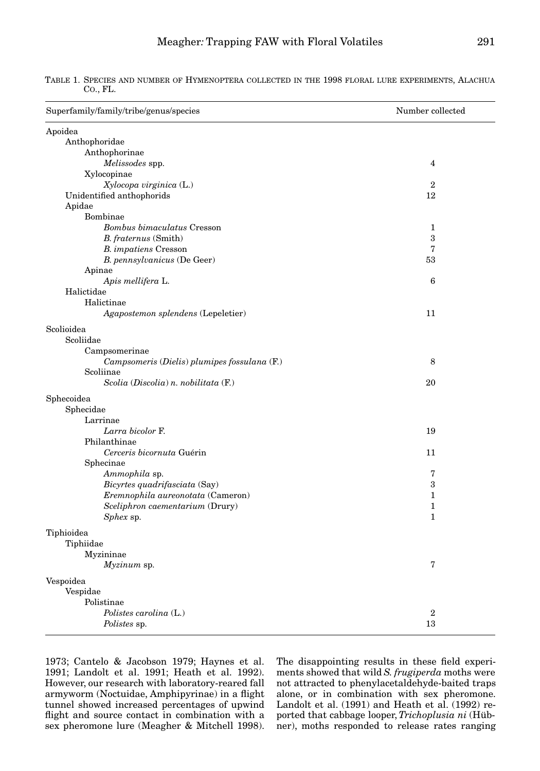TABLE 1. SPECIES AND NUMBER OF HYMENOPTERA COLLECTED IN THE 1998 FLORAL LURE EXPERIMENTS, ALACHUA CO., FL.

| Superfamily/family/tribe/genus/species | Number collected |
|---|---|
| Apoidea | |
| Anthophoridae | |
| Anthophorinae | |
| *Melissodes* spp. | 4 |
| Xylocopinae | |
| *Xylocopa virginica* (L.) | 2 |
| Unidentified anthophorids | 12 |
| Apidae | |
| Bombinae | |
| *Bombus bimaculatus* Cresson | 1 |
| *B. fraternus* (Smith) | 3 |
| *B. impatiens* Cresson | 7 |
| *B. pennsylvanicus* (De Geer) | 53 |
| Apinae | |
| *Apis mellifera* L. | 6 |
| Halictidae | |
| Halictinae | |
| *Agapostemon splendens* (Lepeletier) | 11 |
| Scolioidea | |
| Scoliidae | |
| Campsomerinae | |
| *Campsomeris* (*Dielis*) *plumipes fossulana* (F.) | 8 |
| Scoliinae | |
| *Scolia* (*Discolia*) *n. nobilitata* (F.) | 20 |
| Sphecoidea | |
| Sphecidae | |
| Larrinae | |
| *Larra bicolor* F. | 19 |
| Philanthinae | |
| *Cerceris bicornuta* Guérin | 11 |
| Sphecinae | |
| *Ammophila* sp. | 7 |
| *Bicyrtes quadrifasciata* (Say) | 3 |
| *Eremnophila aureonotata* (Cameron) | 1 |
| *Sceliphron caementarium* (Drury) | 1 |
| *Sphex* sp. | 1 |
| Tiphioidea | |
| Tiphiidae | |
| Myzininae | |
| *Myzinum* sp. | 7 |
| Vespoidea | |
| Vespidae | |
| Polistinae | |
| *Polistes carolina* (L.) | 2 |
| *Polistes* sp. | 13 |

1973; Cantelo & Jacobson 1979; Haynes et al. 1991; Landolt et al. 1991; Heath et al. 1992). However, our research with laboratory-reared fall armyworm (Noctuidae, Amphipyrinae) in a flight tunnel showed increased percentages of upwind flight and source contact in combination with a sex pheromone lure (Meagher & Mitchell 1998). The disappointing results in these field experiments showed that wild *S. frugiperda* moths were not attracted to phenylacetaldehyde-baited traps alone, or in combination with sex pheromone. Landolt et al. (1991) and Heath et al. (1992) reported that cabbage looper, *Trichoplusia ni* (Hübner), moths responded to release rates ranging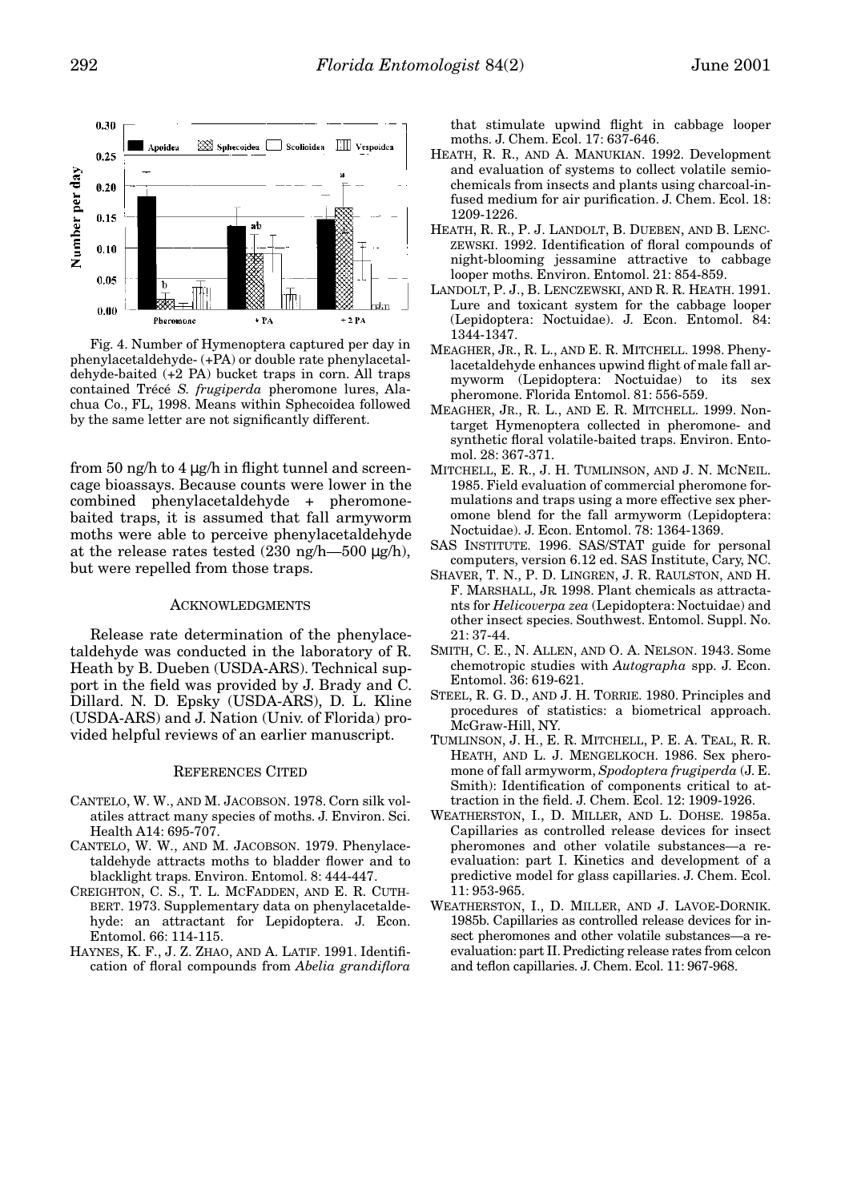0.30

0.25

0.20

0.15

0.10

0.05

0.00

Number per day

Apoidea Sphecoidea Scolioidea Vespoidea

a

ab

b

Pheromone + PA + 2 PA

Fig. 4. Number of Hymenoptera captured per day in phenylacetaldehyde- (+PA) or double rate phenylacetaldehyde-baited (+2 PA) bucket traps in corn. All traps contained Trécé *S. frugiperda* pheromone lures, Alachua Co., FL, 1998. Means within Sphecoidea followed by the same letter are not significantly different.

from 50 ng/h to 4 µg/h in flight tunnel and screen-cage bioassays. Because counts were lower in the combined phenylacetaldehyde + pheromone-baited traps, it is assumed that fall armyworm moths were able to perceive phenylacetaldehyde at the release rates tested (230 ng/h—500 µg/h), but were repelled from those traps.

## ACKNOWLEDGMENTS

Release rate determination of the phenylacetaldehyde was conducted in the laboratory of R. Heath by B. Dueben (USDA-ARS). Technical support in the field was provided by J. Brady and C. Dillard. N. D. Epsky (USDA-ARS), D. L. Kline (USDA-ARS) and J. Nation (Univ. of Florida) provided helpful reviews of an earlier manuscript.

## REFERENCES CITED

CANTELO, W. W., AND M. JACOBSON. 1978. Corn silk volatiles attract many species of moths. J. Environ. Sci. Health A14: 695-707.

CANTELO, W. W., AND M. JACOBSON. 1979. Phenylacetaldehyde attracts moths to bladder flower and to blacklight traps. Environ. Entomol. 8: 444-447.

CREIGHTON, C. S., T. L. MCFADDEN, AND E. R. CUTHBERT. 1973. Supplementary data on phenylacetaldehyde: an attractant for Lepidoptera. J. Econ. Entomol. 66: 114-115.

HAYNES, K. F., J. Z. ZHAO, AND A. LATIF. 1991. Identification of floral compounds from *Abelia grandiflora* that stimulate upwind flight in cabbage looper moths. J. Chem. Ecol. 17: 637-646.

HEATH, R. R., AND A. MANUKIAN. 1992. Development and evaluation of systems to collect volatile semiochemicals from insects and plants using charcoal-infused medium for air purification. J. Chem. Ecol. 18: 1209-1226.

HEATH, R. R., P. J. LANDOLT, B. DUEBEN, AND B. LENCZEWSKI. 1992. Identification of floral compounds of night-blooming jessamine attractive to cabbage looper moths. Environ. Entomol. 21: 854-859.

LANDOLT, P. J., B. LENCZEWSKI, AND R. R. HEATH. 1991. Lure and toxicant system for the cabbage looper (Lepidoptera: Noctuidae). J. Econ. Entomol. 84: 1344-1347.

MEAGHER, JR., R. L., AND E. R. MITCHELL. 1998. Phenylacetaldehyde enhances upwind flight of male fall armyworm (Lepidoptera: Noctuidae) to its sex pheromone. Florida Entomol. 81: 556-559.

MEAGHER, JR., R. L., AND E. R. MITCHELL. 1999. Nontarget Hymenoptera collected in pheromone- and synthetic floral volatile-baited traps. Environ. Entomol. 28: 367-371.

MITCHELL, E. R., J. H. TUMLINSON, AND J. N. MCNEIL. 1985. Field evaluation of commercial pheromone formulations and traps using a more effective sex pheromone blend for the fall armyworm (Lepidoptera: Noctuidae). J. Econ. Entomol. 78: 1364-1369.

SAS INSTITUTE. 1996. SAS/STAT guide for personal computers, version 6.12 ed. SAS Institute, Cary, NC.

SHAVER, T. N., P. D. LINGREN, J. R. RAULSTON, AND H. F. MARSHALL, JR. 1998. Plant chemicals as attractants for *Helicoverpa zea* (Lepidoptera: Noctuidae) and other insect species. Southwest. Entomol. Suppl. No. 21: 37-44.

SMITH, C. E., N. ALLEN, AND O. A. NELSON. 1943. Some chemotropic studies with *Autographa* spp. J. Econ. Entomol. 36: 619-621.

STEEL, R. G. D., AND J. H. TORRIE. 1980. Principles and procedures of statistics: a biometrical approach. McGraw-Hill, NY.

TUMLINSON, J. H., E. R. MITCHELL, P. E. A. TEAL, R. R. HEATH, AND L. J. MENGELKOCH. 1986. Sex pheromone of fall armyworm, *Spodoptera frugiperda* (J. E. Smith): Identification of components critical to attraction in the field. J. Chem. Ecol. 12: 1909-1926.

WEATHERSTON, I., D. MILLER, AND L. DOHSE. 1985a. Capillaries as controlled release devices for insect pheromones and other volatile substances—a reevaluation: part I. Kinetics and development of a predictive model for glass capillaries. J. Chem. Ecol. 11: 953-965.

WEATHERSTON, I., D. MILLER, AND J. LAVOE-DORNIK. 1985b. Capillaries as controlled release devices for insect pheromones and other volatile substances—a reevaluation: part II. Predicting release rates from celcon and teflon capillaries. J. Chem. Ecol. 11: 967-968.